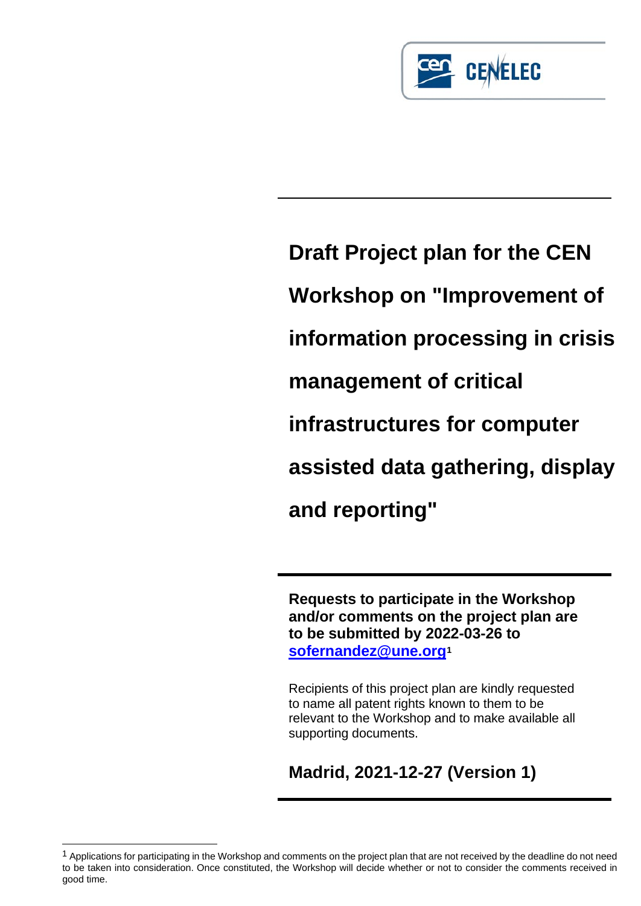# Draft Project plan for the CEN Workshop on "Improvement of information processing in crisis management of critical infrastructures for computer assisted data gathering, display and reporting"

**Requests to participate in the Workshop and/or comments on the project plan are to be submitted by 2022-03-26 to sofernandez@une.org[1]**

Recipients of this project plan are kindly requested to name all patent rights known to them to be relevant to the Workshop and to make available all supporting documents.

## Madrid, 2021-12-27 (Version 1)

---

[1] Applications for participating in the Workshop and comments on the project plan that are not received by the deadline do not need to be taken into consideration. Once constituted, the Workshop will decide whether or not to consider the comments received in good time.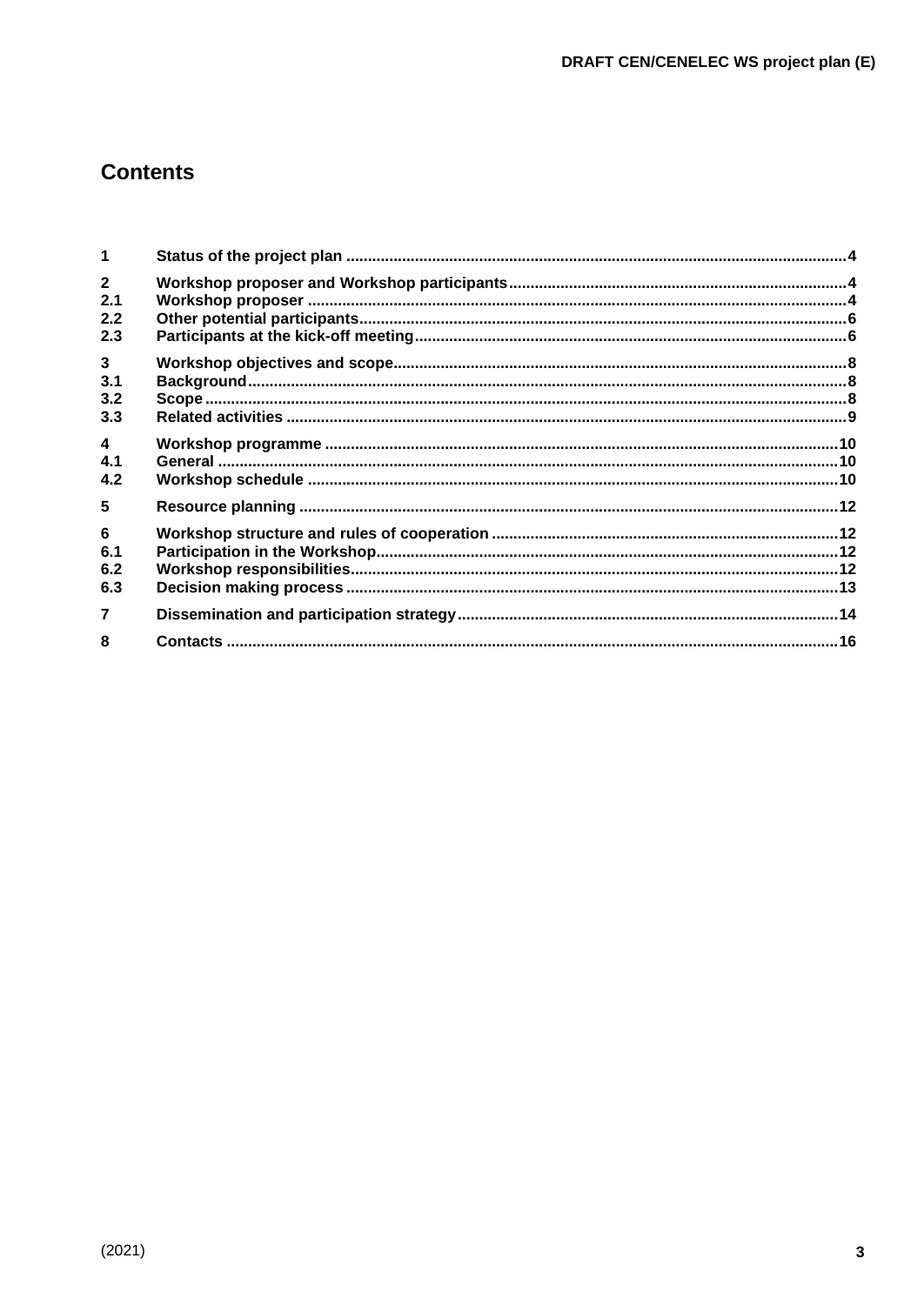# Contents

| | | |
|---|---|---|
| 1 | Status of the project plan | 4 |
| 2 | Workshop proposer and Workshop participants | 4 |
| 2.1 | Workshop proposer | 4 |
| 2.2 | Other potential participants | 6 |
| 2.3 | Participants at the kick-off meeting | 6 |
| 3 | Workshop objectives and scope | 8 |
| 3.1 | Background | 8 |
| 3.2 | Scope | 8 |
| 3.3 | Related activities | 9 |
| 4 | Workshop programme | 10 |
| 4.1 | General | 10 |
| 4.2 | Workshop schedule | 10 |
| 5 | Resource planning | 12 |
| 6 | Workshop structure and rules of cooperation | 12 |
| 6.1 | Participation in the Workshop | 12 |
| 6.2 | Workshop responsibilities | 12 |
| 6.3 | Decision making process | 13 |
| 7 | Dissemination and participation strategy | 14 |
| 8 | Contacts | 16 |

(2021)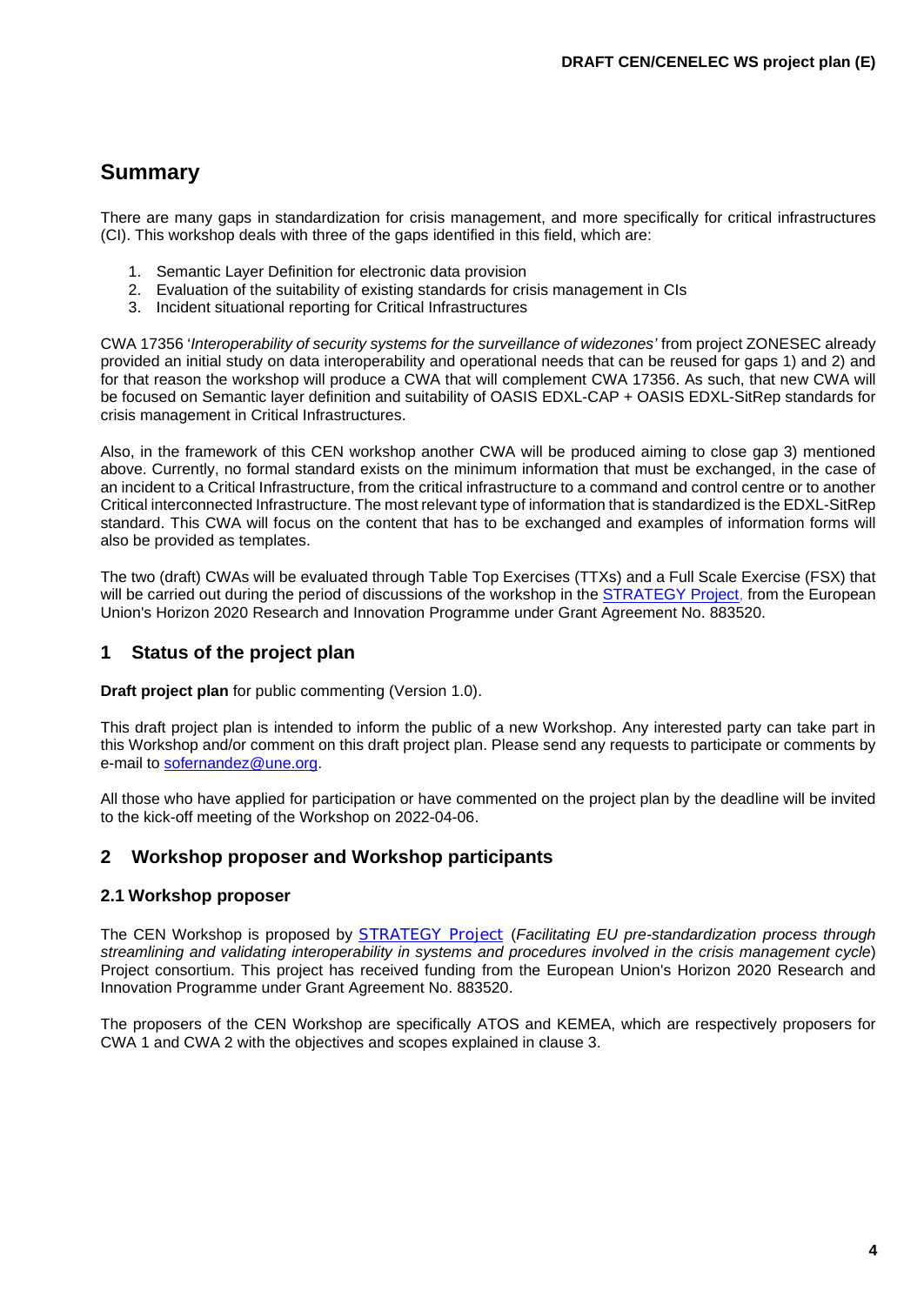# Summary

There are many gaps in standardization for crisis management, and more specifically for critical infrastructures (CI). This workshop deals with three of the gaps identified in this field, which are:

1. Semantic Layer Definition for electronic data provision
2. Evaluation of the suitability of existing standards for crisis management in CIs
3. Incident situational reporting for Critical Infrastructures

CWA 17356 '*Interoperability of security systems for the surveillance of widezones'* from project ZONESEC already provided an initial study on data interoperability and operational needs that can be reused for gaps 1) and 2) and for that reason the workshop will produce a CWA that will complement CWA 17356. As such, that new CWA will be focused on Semantic layer definition and suitability of OASIS EDXL-CAP + OASIS EDXL-SitRep standards for crisis management in Critical Infrastructures.

Also, in the framework of this CEN workshop another CWA will be produced aiming to close gap 3) mentioned above. Currently, no formal standard exists on the minimum information that must be exchanged, in the case of an incident to a Critical Infrastructure, from the critical infrastructure to a command and control centre or to another Critical interconnected Infrastructure. The most relevant type of information that is standardized is the EDXL-SitRep standard. This CWA will focus on the content that has to be exchanged and examples of information forms will also be provided as templates.

The two (draft) CWAs will be evaluated through Table Top Exercises (TTXs) and a Full Scale Exercise (FSX) that will be carried out during the period of discussions of the workshop in the STRATEGY Project, from the European Union's Horizon 2020 Research and Innovation Programme under Grant Agreement No. 883520.

## 1 Status of the project plan

**Draft project plan** for public commenting (Version 1.0).

This draft project plan is intended to inform the public of a new Workshop. Any interested party can take part in this Workshop and/or comment on this draft project plan. Please send any requests to participate or comments by e-mail to sofernandez@une.org.

All those who have applied for participation or have commented on the project plan by the deadline will be invited to the kick-off meeting of the Workshop on 2022-04-06.

## 2 Workshop proposer and Workshop participants

### 2.1 Workshop proposer

The CEN Workshop is proposed by STRATEGY Project (*Facilitating EU pre-standardization process through streamlining and validating interoperability in systems and procedures involved in the crisis management cycle*) Project consortium. This project has received funding from the European Union's Horizon 2020 Research and Innovation Programme under Grant Agreement No. 883520.

The proposers of the CEN Workshop are specifically ATOS and KEMEA, which are respectively proposers for CWA 1 and CWA 2 with the objectives and scopes explained in clause 3.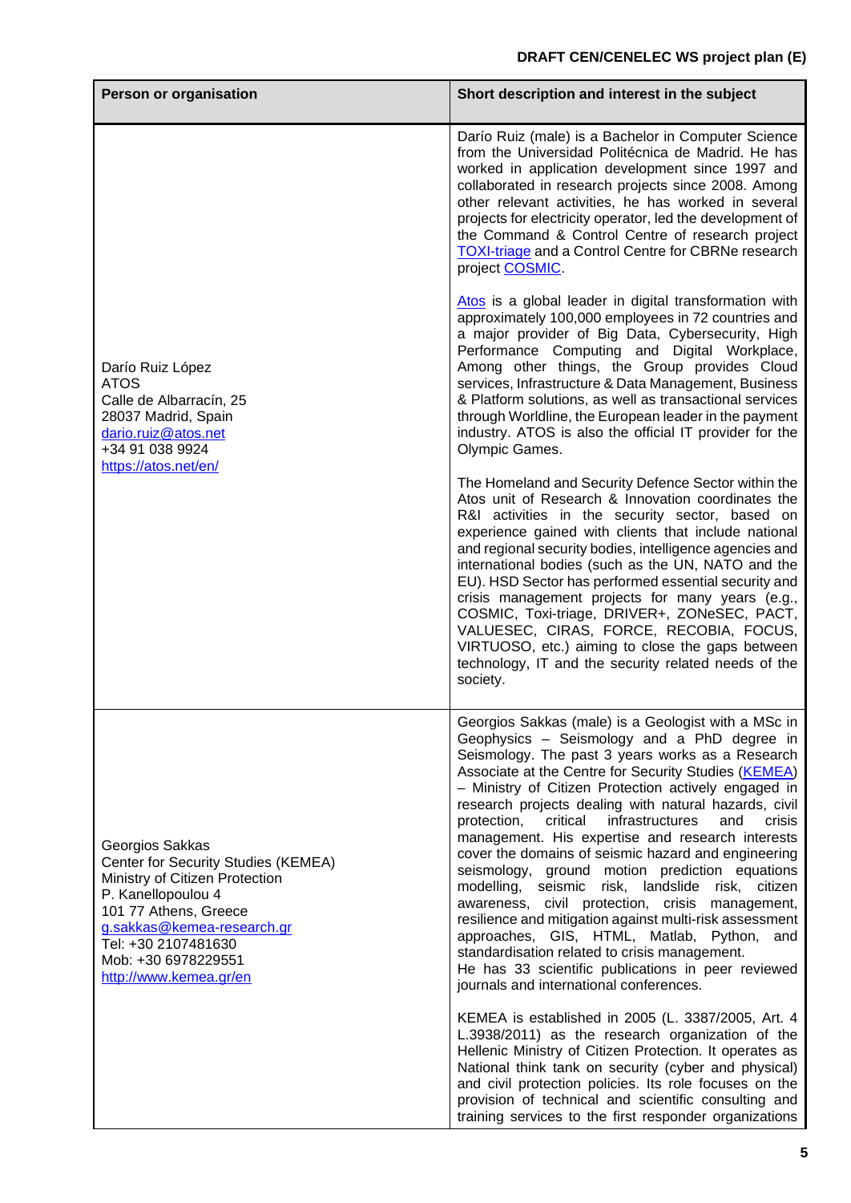| Person or organisation | Short description and interest in the subject |
|---|---|
| Darío Ruiz López<br>ATOS<br>Calle de Albarracín, 25<br>28037 Madrid, Spain<br>dario.ruiz@atos.net<br>+34 91 038 9924<br>https://atos.net/en/ | Darío Ruiz (male) is a Bachelor in Computer Science from the Universidad Politécnica de Madrid. He has worked in application development since 1997 and collaborated in research projects since 2008. Among other relevant activities, he has worked in several projects for electricity operator, led the development of the Command & Control Centre of research project TOXI-triage and a Control Centre for CBRNe research project COSMIC.<br><br>Atos is a global leader in digital transformation with approximately 100,000 employees in 72 countries and a major provider of Big Data, Cybersecurity, High Performance Computing and Digital Workplace, Among other things, the Group provides Cloud services, Infrastructure & Data Management, Business & Platform solutions, as well as transactional services through Worldline, the European leader in the payment industry. ATOS is also the official IT provider for the Olympic Games.<br><br>The Homeland and Security Defence Sector within the Atos unit of Research & Innovation coordinates the R&I activities in the security sector, based on experience gained with clients that include national and regional security bodies, intelligence agencies and international bodies (such as the UN, NATO and the EU). HSD Sector has performed essential security and crisis management projects for many years (e.g., COSMIC, Toxi-triage, DRIVER+, ZONeSEC, PACT, VALUESEC, CIRAS, FORCE, RECOBIA, FOCUS, VIRTUOSO, etc.) aiming to close the gaps between technology, IT and the security related needs of the society. |
| Georgios Sakkas<br>Center for Security Studies (KEMEA)<br>Ministry of Citizen Protection<br>P. Kanellopoulou 4<br>101 77 Athens, Greece<br>g.sakkas@kemea-research.gr<br>Tel: +30 2107481630<br>Mob: +30 6978229551<br>http://www.kemea.gr/en | Georgios Sakkas (male) is a Geologist with a MSc in Geophysics – Seismology and a PhD degree in Seismology. The past 3 years works as a Research Associate at the Centre for Security Studies (KEMEA) – Ministry of Citizen Protection actively engaged in research projects dealing with natural hazards, civil protection, critical infrastructures and crisis management. His expertise and research interests cover the domains of seismic hazard and engineering seismology, ground motion prediction equations modelling, seismic risk, landslide risk, citizen awareness, civil protection, crisis management, resilience and mitigation against multi-risk assessment approaches, GIS, HTML, Matlab, Python, and standardisation related to crisis management.<br>He has 33 scientific publications in peer reviewed journals and international conferences.<br><br>KEMEA is established in 2005 (L. 3387/2005, Art. 4 L.3938/2011) as the research organization of the Hellenic Ministry of Citizen Protection. It operates as National think tank on security (cyber and physical) and civil protection policies. Its role focuses on the provision of technical and scientific consulting and training services to the first responder organizations |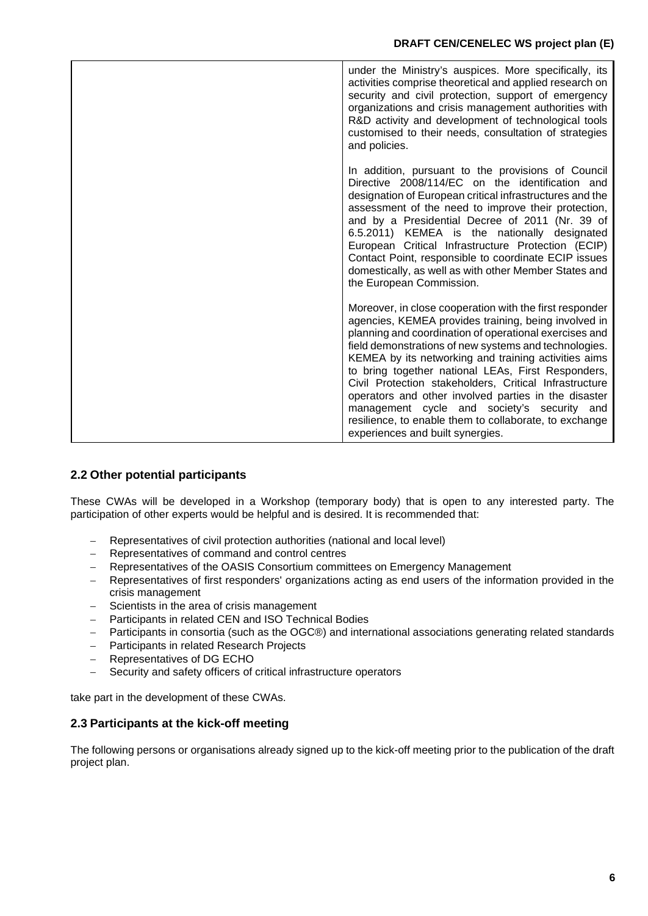| | under the Ministry's auspices. More specifically, its activities comprise theoretical and applied research on security and civil protection, support of emergency organizations and crisis management authorities with R&D activity and development of technological tools customised to their needs, consultation of strategies and policies.<br><br>In addition, pursuant to the provisions of Council Directive 2008/114/EC on the identification and designation of European critical infrastructures and the assessment of the need to improve their protection, and by a Presidential Decree of 2011 (Nr. 39 of 6.5.2011) KEMEA is the nationally designated European Critical Infrastructure Protection (ECIP) Contact Point, responsible to coordinate ECIP issues domestically, as well as with other Member States and the European Commission.<br><br>Moreover, in close cooperation with the first responder agencies, KEMEA provides training, being involved in planning and coordination of operational exercises and field demonstrations of new systems and technologies. KEMEA by its networking and training activities aims to bring together national LEAs, First Responders, Civil Protection stakeholders, Critical Infrastructure operators and other involved parties in the disaster management cycle and society's security and resilience, to enable them to collaborate, to exchange experiences and built synergies. |
|---|---|

## 2.2 Other potential participants

These CWAs will be developed in a Workshop (temporary body) that is open to any interested party. The participation of other experts would be helpful and is desired. It is recommended that:

- Representatives of civil protection authorities (national and local level)
- Representatives of command and control centres
- Representatives of the OASIS Consortium committees on Emergency Management
- Representatives of first responders' organizations acting as end users of the information provided in the crisis management
- Scientists in the area of crisis management
- Participants in related CEN and ISO Technical Bodies
- Participants in consortia (such as the OGC®) and international associations generating related standards
- Participants in related Research Projects
- Representatives of DG ECHO
- Security and safety officers of critical infrastructure operators

take part in the development of these CWAs.

## 2.3 Participants at the kick-off meeting

The following persons or organisations already signed up to the kick-off meeting prior to the publication of the draft project plan.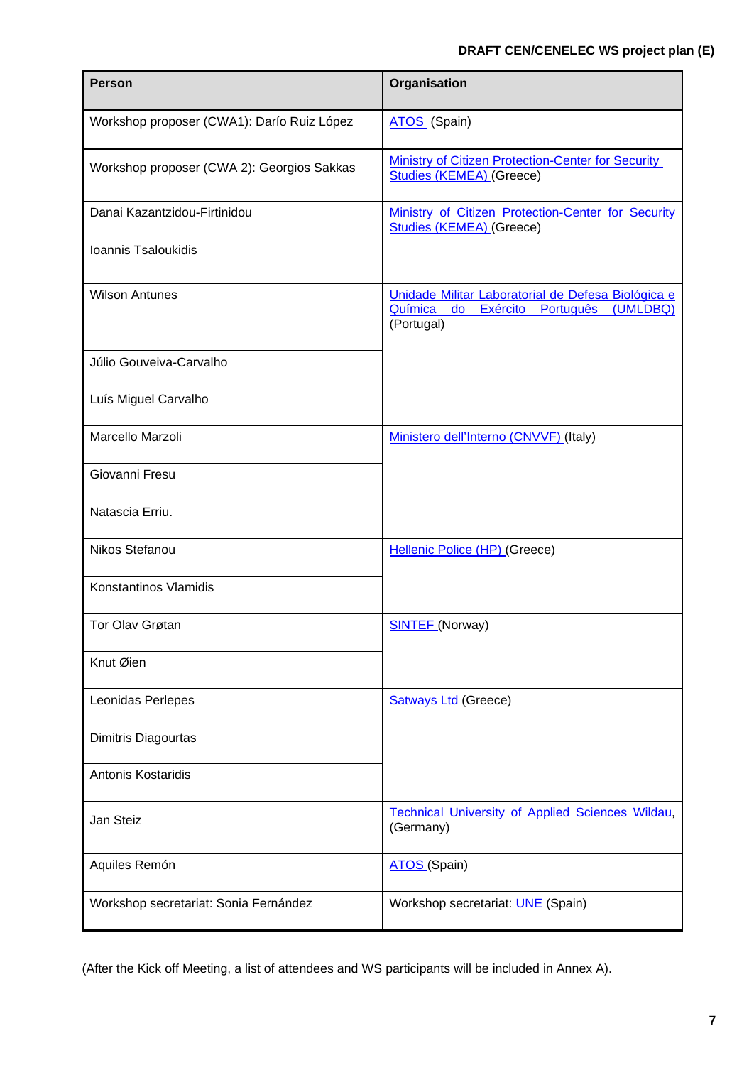| Person | Organisation |
| --- | --- |
| Workshop proposer (CWA1): Darío Ruiz López | ATOS (Spain) |
| Workshop proposer (CWA 2): Georgios Sakkas | Ministry of Citizen Protection-Center for Security Studies (KEMEA) (Greece) |
| Danai Kazantzidou-Firtinidou | Ministry of Citizen Protection-Center for Security Studies (KEMEA) (Greece) |
| Ioannis Tsaloukidis | |
| Wilson Antunes | Unidade Militar Laboratorial de Defesa Biológica e Química do Exército Português (UMLDBQ) (Portugal) |
| Júlio Gouveiva-Carvalho | |
| Luís Miguel Carvalho | |
| Marcello Marzoli | Ministero dell'Interno (CNVVF) (Italy) |
| Giovanni Fresu | |
| Natascia Erriu. | |
| Nikos Stefanou | Hellenic Police (HP) (Greece) |
| Konstantinos Vlamidis | |
| Tor Olav Grøtan | SINTEF (Norway) |
| Knut Øien | |
| Leonidas Perlepes | Satways Ltd (Greece) |
| Dimitris Diagourtas | |
| Antonis Kostaridis | |
| Jan Steiz | Technical University of Applied Sciences Wildau, (Germany) |
| Aquiles Remón | ATOS (Spain) |
| Workshop secretariat: Sonia Fernández | Workshop secretariat: UNE (Spain) |

(After the Kick off Meeting, a list of attendees and WS participants will be included in Annex A).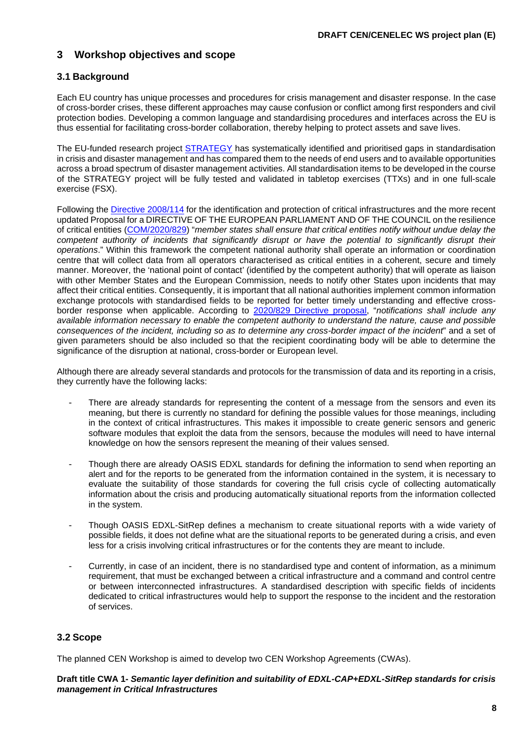# 3 Workshop objectives and scope

## 3.1 Background

Each EU country has unique processes and procedures for crisis management and disaster response. In the case of cross-border crises, these different approaches may cause confusion or conflict among first responders and civil protection bodies. Developing a common language and standardising procedures and interfaces across the EU is thus essential for facilitating cross-border collaboration, thereby helping to protect assets and save lives.

The EU-funded research project STRATEGY has systematically identified and prioritised gaps in standardisation in crisis and disaster management and has compared them to the needs of end users and to available opportunities across a broad spectrum of disaster management activities. All standardisation items to be developed in the course of the STRATEGY project will be fully tested and validated in tabletop exercises (TTXs) and in one full-scale exercise (FSX).

Following the Directive 2008/114 for the identification and protection of critical infrastructures and the more recent updated Proposal for a DIRECTIVE OF THE EUROPEAN PARLIAMENT AND OF THE COUNCIL on the resilience of critical entities (COM/2020/829) "*member states shall ensure that critical entities notify without undue delay the competent authority of incidents that significantly disrupt or have the potential to significantly disrupt their operations*." Within this framework the competent national authority shall operate an information or coordination centre that will collect data from all operators characterised as critical entities in a coherent, secure and timely manner. Moreover, the 'national point of contact' (identified by the competent authority) that will operate as liaison with other Member States and the European Commission, needs to notify other States upon incidents that may affect their critical entities. Consequently, it is important that all national authorities implement common information exchange protocols with standardised fields to be reported for better timely understanding and effective cross-border response when applicable. According to 2020/829 Directive proposal, "*notifications shall include any available information necessary to enable the competent authority to understand the nature, cause and possible consequences of the incident, including so as to determine any cross-border impact of the incident*" and a set of given parameters should be also included so that the recipient coordinating body will be able to determine the significance of the disruption at national, cross-border or European level.

Although there are already several standards and protocols for the transmission of data and its reporting in a crisis, they currently have the following lacks:

- There are already standards for representing the content of a message from the sensors and even its meaning, but there is currently no standard for defining the possible values for those meanings, including in the context of critical infrastructures. This makes it impossible to create generic sensors and generic software modules that exploit the data from the sensors, because the modules will need to have internal knowledge on how the sensors represent the meaning of their values sensed.

- Though there are already OASIS EDXL standards for defining the information to send when reporting an alert and for the reports to be generated from the information contained in the system, it is necessary to evaluate the suitability of those standards for covering the full crisis cycle of collecting automatically information about the crisis and producing automatically situational reports from the information collected in the system.

- Though OASIS EDXL-SitRep defines a mechanism to create situational reports with a wide variety of possible fields, it does not define what are the situational reports to be generated during a crisis, and even less for a crisis involving critical infrastructures or for the contents they are meant to include.

- Currently, in case of an incident, there is no standardised type and content of information, as a minimum requirement, that must be exchanged between a critical infrastructure and a command and control centre or between interconnected infrastructures. A standardised description with specific fields of incidents dedicated to critical infrastructures would help to support the response to the incident and the restoration of services.

## 3.2 Scope

The planned CEN Workshop is aimed to develop two CEN Workshop Agreements (CWAs).

**Draft title CWA 1-** ***Semantic layer definition and suitability of EDXL-CAP+EDXL-SitRep standards for crisis management in Critical Infrastructures***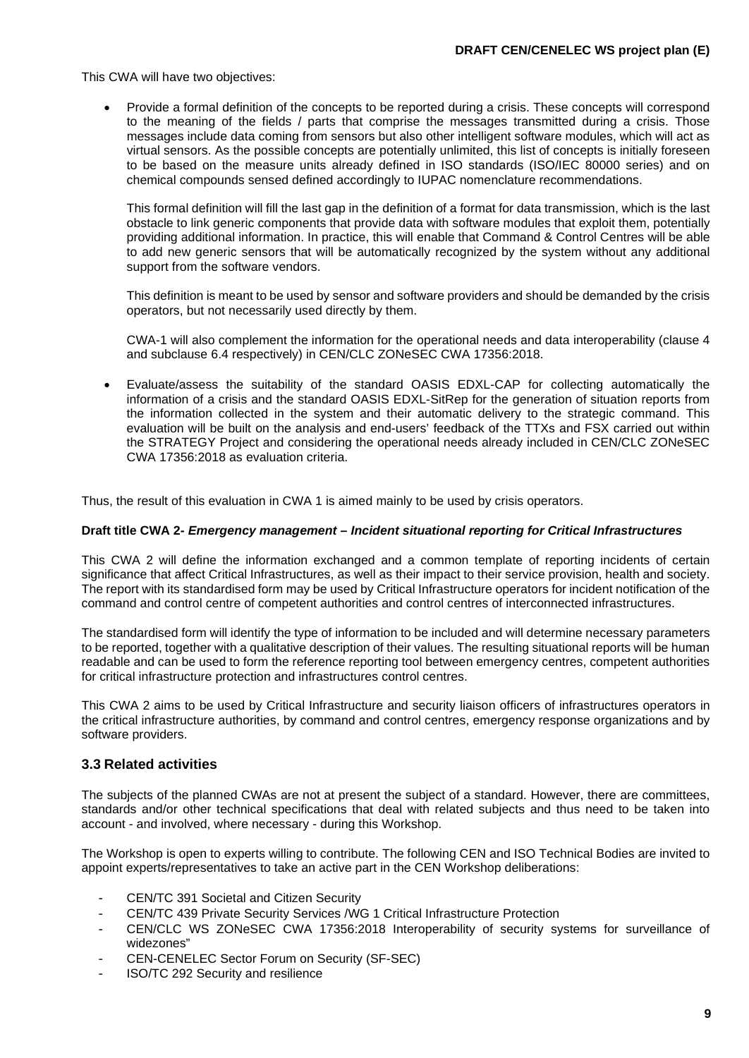This CWA will have two objectives:

- Provide a formal definition of the concepts to be reported during a crisis. These concepts will correspond to the meaning of the fields / parts that comprise the messages transmitted during a crisis. Those messages include data coming from sensors but also other intelligent software modules, which will act as virtual sensors. As the possible concepts are potentially unlimited, this list of concepts is initially foreseen to be based on the measure units already defined in ISO standards (ISO/IEC 80000 series) and on chemical compounds sensed defined accordingly to IUPAC nomenclature recommendations.

  This formal definition will fill the last gap in the definition of a format for data transmission, which is the last obstacle to link generic components that provide data with software modules that exploit them, potentially providing additional information. In practice, this will enable that Command & Control Centres will be able to add new generic sensors that will be automatically recognized by the system without any additional support from the software vendors.

  This definition is meant to be used by sensor and software providers and should be demanded by the crisis operators, but not necessarily used directly by them.

  CWA-1 will also complement the information for the operational needs and data interoperability (clause 4 and subclause 6.4 respectively) in CEN/CLC ZONeSEC CWA 17356:2018.

- Evaluate/assess the suitability of the standard OASIS EDXL-CAP for collecting automatically the information of a crisis and the standard OASIS EDXL-SitRep for the generation of situation reports from the information collected in the system and their automatic delivery to the strategic command. This evaluation will be built on the analysis and end-users' feedback of the TTXs and FSX carried out within the STRATEGY Project and considering the operational needs already included in CEN/CLC ZONeSEC CWA 17356:2018 as evaluation criteria.

Thus, the result of this evaluation in CWA 1 is aimed mainly to be used by crisis operators.

**Draft title CWA 2- *Emergency management – Incident situational reporting for Critical Infrastructures***

This CWA 2 will define the information exchanged and a common template of reporting incidents of certain significance that affect Critical Infrastructures, as well as their impact to their service provision, health and society. The report with its standardised form may be used by Critical Infrastructure operators for incident notification of the command and control centre of competent authorities and control centres of interconnected infrastructures.

The standardised form will identify the type of information to be included and will determine necessary parameters to be reported, together with a qualitative description of their values. The resulting situational reports will be human readable and can be used to form the reference reporting tool between emergency centres, competent authorities for critical infrastructure protection and infrastructures control centres.

This CWA 2 aims to be used by Critical Infrastructure and security liaison officers of infrastructures operators in the critical infrastructure authorities, by command and control centres, emergency response organizations and by software providers.

### 3.3 Related activities

The subjects of the planned CWAs are not at present the subject of a standard. However, there are committees, standards and/or other technical specifications that deal with related subjects and thus need to be taken into account - and involved, where necessary - during this Workshop.

The Workshop is open to experts willing to contribute. The following CEN and ISO Technical Bodies are invited to appoint experts/representatives to take an active part in the CEN Workshop deliberations:

- CEN/TC 391 Societal and Citizen Security
- CEN/TC 439 Private Security Services /WG 1 Critical Infrastructure Protection
- CEN/CLC WS ZONeSEC CWA 17356:2018 Interoperability of security systems for surveillance of widezones"
- CEN-CENELEC Sector Forum on Security (SF-SEC)
- ISO/TC 292 Security and resilience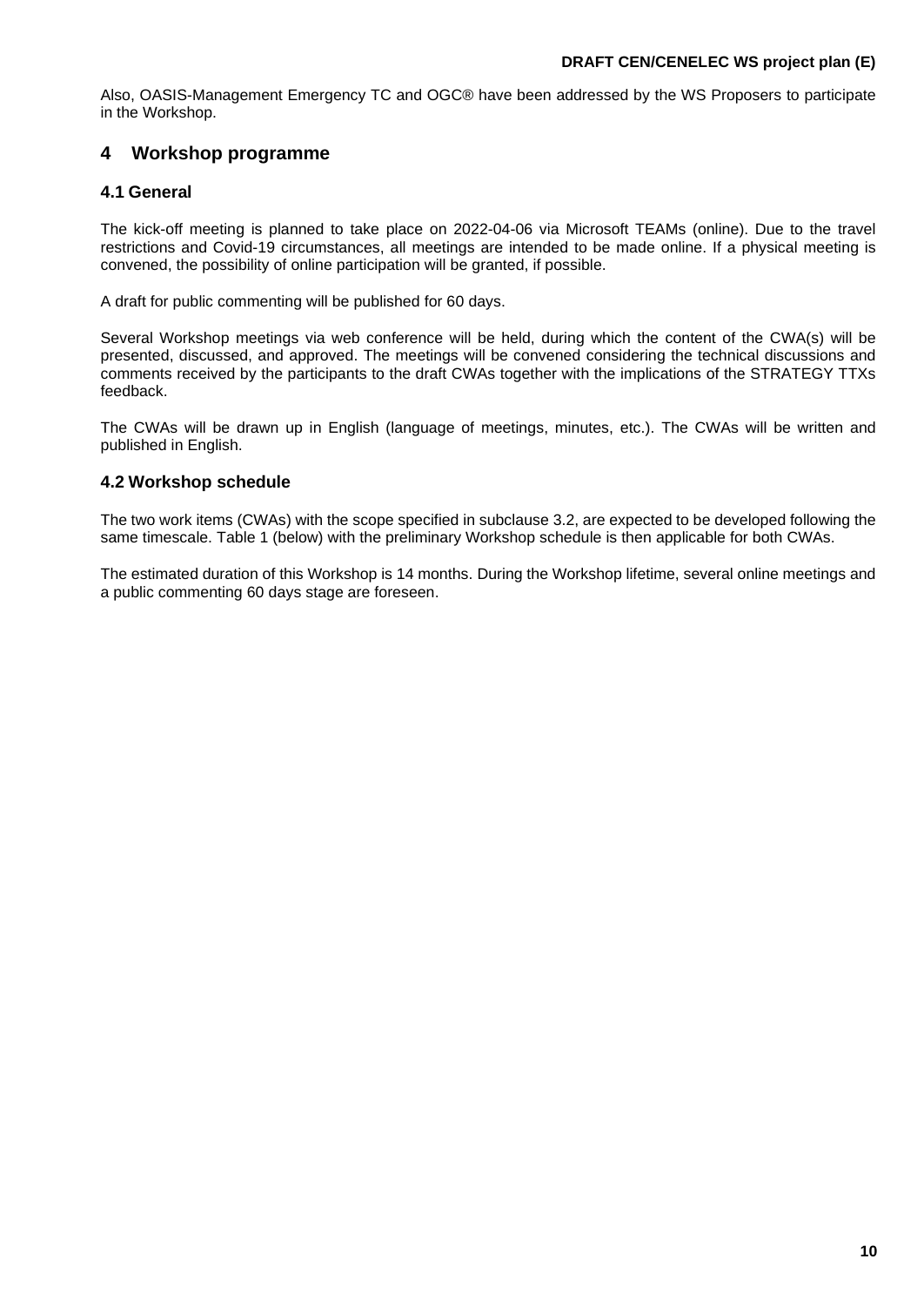Also, OASIS-Management Emergency TC and OGC® have been addressed by the WS Proposers to participate in the Workshop.

## 4 Workshop programme

### 4.1 General

The kick-off meeting is planned to take place on 2022-04-06 via Microsoft TEAMs (online). Due to the travel restrictions and Covid-19 circumstances, all meetings are intended to be made online. If a physical meeting is convened, the possibility of online participation will be granted, if possible.

A draft for public commenting will be published for 60 days.

Several Workshop meetings via web conference will be held, during which the content of the CWA(s) will be presented, discussed, and approved. The meetings will be convened considering the technical discussions and comments received by the participants to the draft CWAs together with the implications of the STRATEGY TTXs feedback.

The CWAs will be drawn up in English (language of meetings, minutes, etc.). The CWAs will be written and published in English.

### 4.2 Workshop schedule

The two work items (CWAs) with the scope specified in subclause 3.2, are expected to be developed following the same timescale. Table 1 (below) with the preliminary Workshop schedule is then applicable for both CWAs.

The estimated duration of this Workshop is 14 months. During the Workshop lifetime, several online meetings and a public commenting 60 days stage are foreseen.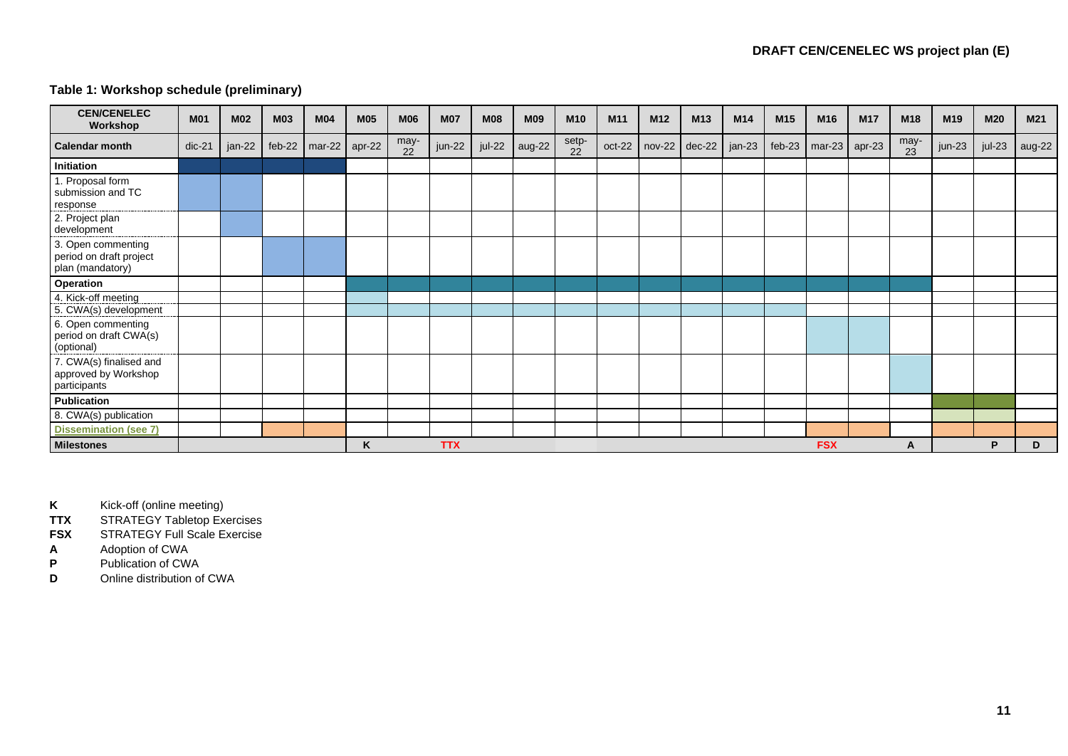## Table 1: Workshop schedule (preliminary)

| CEN/CENELEC Workshop | M01 | M02 | M03 | M04 | M05 | M06 | M07 | M08 | M09 | M10 | M11 | M12 | M13 | M14 | M15 | M16 | M17 | M18 | M19 | M20 | M21 |
|---|---|---|---|---|---|---|---|---|---|---|---|---|---|---|---|---|---|---|---|---|---|
| Calendar month | dic-21 | jan-22 | feb-22 | mar-22 | apr-22 | may-22 | jun-22 | jul-22 | aug-22 | setp-22 | oct-22 | nov-22 | dec-22 | jan-23 | feb-23 | mar-23 | apr-23 | may-23 | jun-23 | jul-23 | aug-22 |
| **Initiation** | ■ | ■ | ■ | ■ | | | | | | | | | | | | | | | | | |
| 1. Proposal form submission and TC response | ■ | ■ | | | | | | | | | | | | | | | | | | | |
| 2. Project plan development | | ■ | | | | | | | | | | | | | | | | | | | |
| 3. Open commenting period on draft project plan (mandatory) | | | ■ | ■ | | | | | | | | | | | | | | | | | |
| **Operation** | | | | | ■ | ■ | ■ | ■ | ■ | ■ | ■ | ■ | ■ | ■ | ■ | ■ | ■ | ■ | | | |
| 4. Kick-off meeting | | | | | ■ | | | | | | | | | | | | | | | | |
| 5. CWA(s) development | | | | | ■ | ■ | ■ | ■ | ■ | ■ | ■ | ■ | ■ | ■ | ■ | | | | | | |
| 6. Open commenting period on draft CWA(s) (optional) | | | | | | | | | | | | | | | | ■ | ■ | | | | |
| 7. CWA(s) finalised and approved by Workshop participants | | | | | | | | | | | | | | | | | | ■ | | | |
| **Publication** | | | | | | | | | | | | | | | | | | | ■ | ■ | |
| 8. CWA(s) publication | | | | | | | | | | | | | | | | | | | ■ | ■ | |
| Dissemination (see 7) | | | ■ | ■ | | | | | | | | | | | | ■ | ■ | | ■ | ■ | ■ |
| **Milestones** | | | | | K | | TTX | | | | | | | | | FSX | | A | | P | D |

**K** Kick-off (online meeting)
**TTX** STRATEGY Tabletop Exercises
**FSX** STRATEGY Full Scale Exercise
**A** Adoption of CWA
**P** Publication of CWA
**D** Online distribution of CWA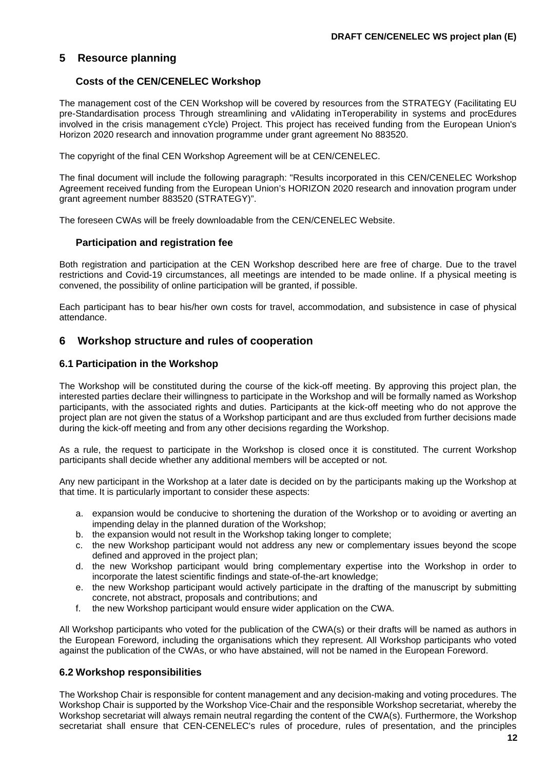# 5 Resource planning

### Costs of the CEN/CENELEC Workshop

The management cost of the CEN Workshop will be covered by resources from the STRATEGY (Facilitating EU pre-Standardisation process Through streamlining and vAlidating inTeroperability in systems and procEdures involved in the crisis management cYcle) Project. This project has received funding from the European Union's Horizon 2020 research and innovation programme under grant agreement No 883520.

The copyright of the final CEN Workshop Agreement will be at CEN/CENELEC.

The final document will include the following paragraph: "Results incorporated in this CEN/CENELEC Workshop Agreement received funding from the European Union's HORIZON 2020 research and innovation program under grant agreement number 883520 (STRATEGY)".

The foreseen CWAs will be freely downloadable from the CEN/CENELEC Website.

### Participation and registration fee

Both registration and participation at the CEN Workshop described here are free of charge. Due to the travel restrictions and Covid-19 circumstances, all meetings are intended to be made online. If a physical meeting is convened, the possibility of online participation will be granted, if possible.

Each participant has to bear his/her own costs for travel, accommodation, and subsistence in case of physical attendance.

# 6 Workshop structure and rules of cooperation

## 6.1 Participation in the Workshop

The Workshop will be constituted during the course of the kick-off meeting. By approving this project plan, the interested parties declare their willingness to participate in the Workshop and will be formally named as Workshop participants, with the associated rights and duties. Participants at the kick-off meeting who do not approve the project plan are not given the status of a Workshop participant and are thus excluded from further decisions made during the kick-off meeting and from any other decisions regarding the Workshop.

As a rule, the request to participate in the Workshop is closed once it is constituted. The current Workshop participants shall decide whether any additional members will be accepted or not.

Any new participant in the Workshop at a later date is decided on by the participants making up the Workshop at that time. It is particularly important to consider these aspects:

a. expansion would be conducive to shortening the duration of the Workshop or to avoiding or averting an impending delay in the planned duration of the Workshop;
b. the expansion would not result in the Workshop taking longer to complete;
c. the new Workshop participant would not address any new or complementary issues beyond the scope defined and approved in the project plan;
d. the new Workshop participant would bring complementary expertise into the Workshop in order to incorporate the latest scientific findings and state-of-the-art knowledge;
e. the new Workshop participant would actively participate in the drafting of the manuscript by submitting concrete, not abstract, proposals and contributions; and
f. the new Workshop participant would ensure wider application on the CWA.

All Workshop participants who voted for the publication of the CWA(s) or their drafts will be named as authors in the European Foreword, including the organisations which they represent. All Workshop participants who voted against the publication of the CWAs, or who have abstained, will not be named in the European Foreword.

## 6.2 Workshop responsibilities

The Workshop Chair is responsible for content management and any decision-making and voting procedures. The Workshop Chair is supported by the Workshop Vice-Chair and the responsible Workshop secretariat, whereby the Workshop secretariat will always remain neutral regarding the content of the CWA(s). Furthermore, the Workshop secretariat shall ensure that CEN-CENELEC's rules of procedure, rules of presentation, and the principles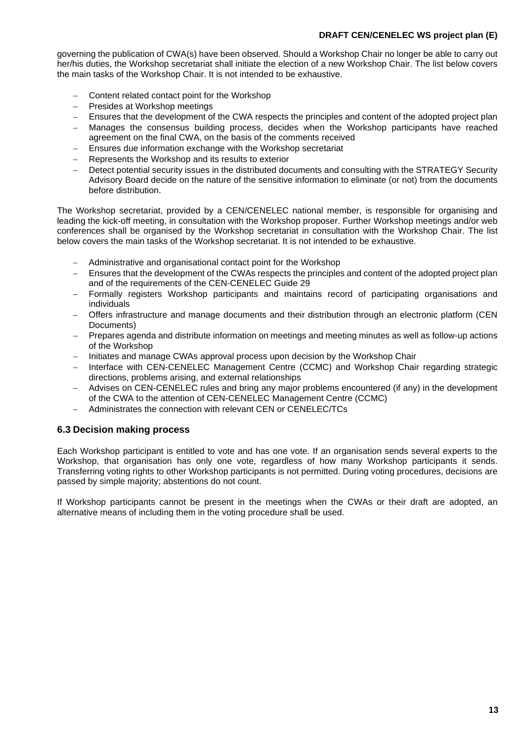governing the publication of CWA(s) have been observed. Should a Workshop Chair no longer be able to carry out her/his duties, the Workshop secretariat shall initiate the election of a new Workshop Chair. The list below covers the main tasks of the Workshop Chair. It is not intended to be exhaustive.

- Content related contact point for the Workshop
- Presides at Workshop meetings
- Ensures that the development of the CWA respects the principles and content of the adopted project plan
- Manages the consensus building process, decides when the Workshop participants have reached agreement on the final CWA, on the basis of the comments received
- Ensures due information exchange with the Workshop secretariat
- Represents the Workshop and its results to exterior
- Detect potential security issues in the distributed documents and consulting with the STRATEGY Security Advisory Board decide on the nature of the sensitive information to eliminate (or not) from the documents before distribution.

The Workshop secretariat, provided by a CEN/CENELEC national member, is responsible for organising and leading the kick-off meeting, in consultation with the Workshop proposer. Further Workshop meetings and/or web conferences shall be organised by the Workshop secretariat in consultation with the Workshop Chair. The list below covers the main tasks of the Workshop secretariat. It is not intended to be exhaustive.

- Administrative and organisational contact point for the Workshop
- Ensures that the development of the CWAs respects the principles and content of the adopted project plan and of the requirements of the CEN-CENELEC Guide 29
- Formally registers Workshop participants and maintains record of participating organisations and individuals
- Offers infrastructure and manage documents and their distribution through an electronic platform (CEN Documents)
- Prepares agenda and distribute information on meetings and meeting minutes as well as follow-up actions of the Workshop
- Initiates and manage CWAs approval process upon decision by the Workshop Chair
- Interface with CEN-CENELEC Management Centre (CCMC) and Workshop Chair regarding strategic directions, problems arising, and external relationships
- Advises on CEN-CENELEC rules and bring any major problems encountered (if any) in the development of the CWA to the attention of CEN-CENELEC Management Centre (CCMC)
- Administrates the connection with relevant CEN or CENELEC/TCs

## 6.3 Decision making process

Each Workshop participant is entitled to vote and has one vote. If an organisation sends several experts to the Workshop, that organisation has only one vote, regardless of how many Workshop participants it sends. Transferring voting rights to other Workshop participants is not permitted. During voting procedures, decisions are passed by simple majority; abstentions do not count.

If Workshop participants cannot be present in the meetings when the CWAs or their draft are adopted, an alternative means of including them in the voting procedure shall be used.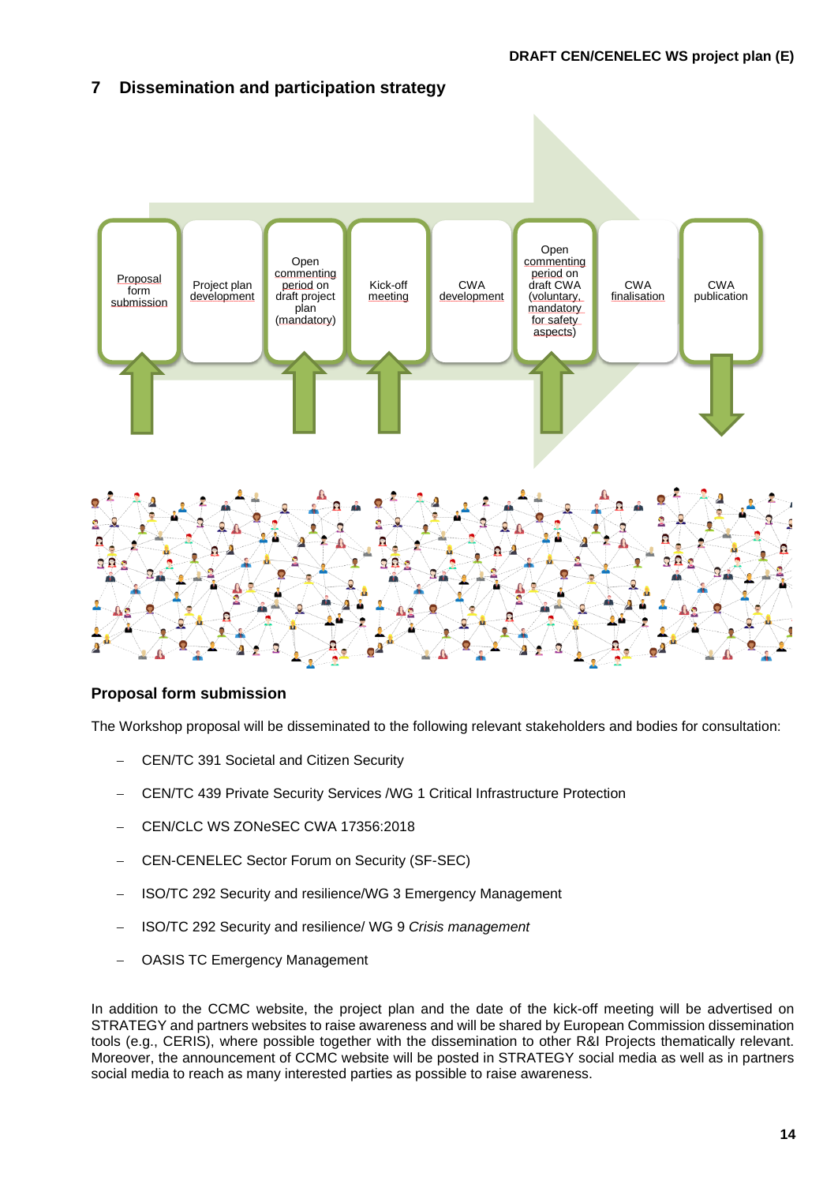## 7 Dissemination and participation strategy

Proposal form submission

Project plan development

Open commenting period on draft project plan (mandatory)

Kick-off meeting

CWA development

Open commenting period on draft CWA (voluntary, mandatory for safety aspects)

CWA finalisation

CWA publication

### Proposal form submission

The Workshop proposal will be disseminated to the following relevant stakeholders and bodies for consultation:

- CEN/TC 391 Societal and Citizen Security
- CEN/TC 439 Private Security Services /WG 1 Critical Infrastructure Protection
- CEN/CLC WS ZONeSEC CWA 17356:2018
- CEN-CENELEC Sector Forum on Security (SF-SEC)
- ISO/TC 292 Security and resilience/WG 3 Emergency Management
- ISO/TC 292 Security and resilience/ WG 9 *Crisis management*
- OASIS TC Emergency Management

In addition to the CCMC website, the project plan and the date of the kick-off meeting will be advertised on STRATEGY and partners websites to raise awareness and will be shared by European Commission dissemination tools (e.g., CERIS), where possible together with the dissemination to other R&I Projects thematically relevant. Moreover, the announcement of CCMC website will be posted in STRATEGY social media as well as in partners social media to reach as many interested parties as possible to raise awareness.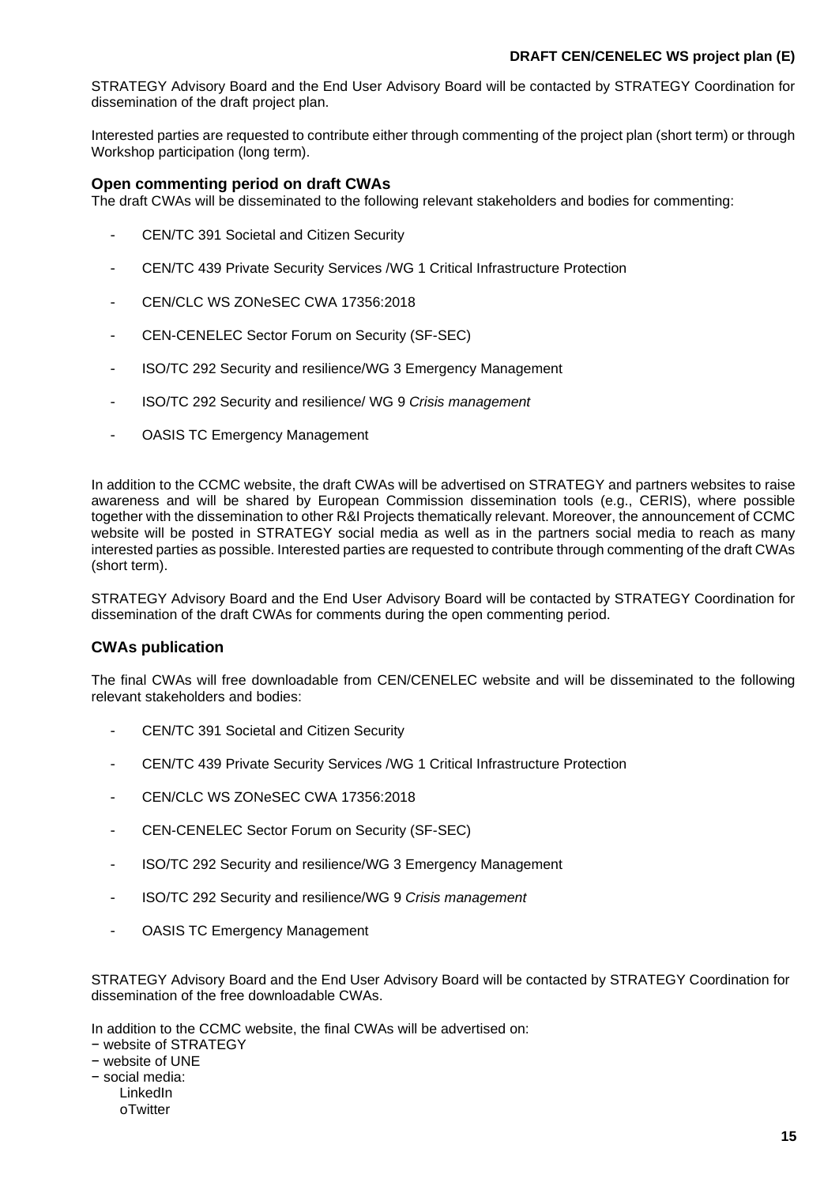STRATEGY Advisory Board and the End User Advisory Board will be contacted by STRATEGY Coordination for dissemination of the draft project plan.

Interested parties are requested to contribute either through commenting of the project plan (short term) or through Workshop participation (long term).

### Open commenting period on draft CWAs

The draft CWAs will be disseminated to the following relevant stakeholders and bodies for commenting:

- CEN/TC 391 Societal and Citizen Security
- CEN/TC 439 Private Security Services /WG 1 Critical Infrastructure Protection
- CEN/CLC WS ZONeSEC CWA 17356:2018
- CEN-CENELEC Sector Forum on Security (SF-SEC)
- ISO/TC 292 Security and resilience/WG 3 Emergency Management
- ISO/TC 292 Security and resilience/ WG 9 *Crisis management*
- OASIS TC Emergency Management

In addition to the CCMC website, the draft CWAs will be advertised on STRATEGY and partners websites to raise awareness and will be shared by European Commission dissemination tools (e.g., CERIS), where possible together with the dissemination to other R&I Projects thematically relevant. Moreover, the announcement of CCMC website will be posted in STRATEGY social media as well as in the partners social media to reach as many interested parties as possible. Interested parties are requested to contribute through commenting of the draft CWAs (short term).

STRATEGY Advisory Board and the End User Advisory Board will be contacted by STRATEGY Coordination for dissemination of the draft CWAs for comments during the open commenting period.

### CWAs publication

The final CWAs will free downloadable from CEN/CENELEC website and will be disseminated to the following relevant stakeholders and bodies:

- CEN/TC 391 Societal and Citizen Security
- CEN/TC 439 Private Security Services /WG 1 Critical Infrastructure Protection
- CEN/CLC WS ZONeSEC CWA 17356:2018
- CEN-CENELEC Sector Forum on Security (SF-SEC)
- ISO/TC 292 Security and resilience/WG 3 Emergency Management
- ISO/TC 292 Security and resilience/WG 9 *Crisis management*
- OASIS TC Emergency Management

STRATEGY Advisory Board and the End User Advisory Board will be contacted by STRATEGY Coordination for dissemination of the free downloadable CWAs.

In addition to the CCMC website, the final CWAs will be advertised on:

- website of STRATEGY
- website of UNE
- social media:
  - LinkedIn
  - oTwitter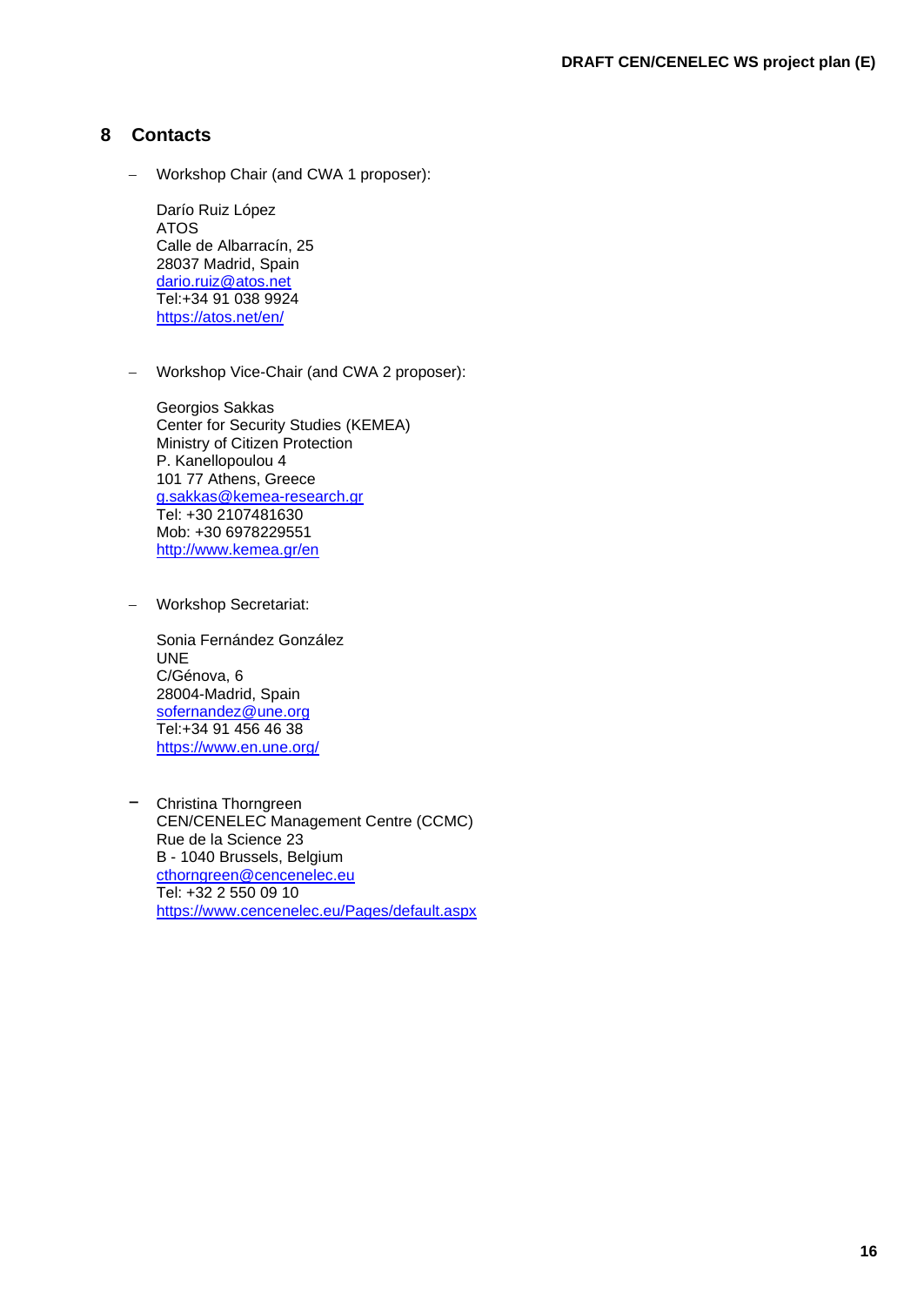## 8 Contacts

- Workshop Chair (and CWA 1 proposer):

  Darío Ruiz López
  ATOS
  Calle de Albarracín, 25
  28037 Madrid, Spain
  dario.ruiz@atos.net
  Tel:+34 91 038 9924
  https://atos.net/en/

- Workshop Vice-Chair (and CWA 2 proposer):

  Georgios Sakkas
  Center for Security Studies (KEMEA)
  Ministry of Citizen Protection
  P. Kanellopoulou 4
  101 77 Athens, Greece
  g.sakkas@kemea-research.gr
  Tel: +30 2107481630
  Mob: +30 6978229551
  http://www.kemea.gr/en

- Workshop Secretariat:

  Sonia Fernández González
  UNE
  C/Génova, 6
  28004-Madrid, Spain
  sofernandez@une.org
  Tel:+34 91 456 46 38
  https://www.en.une.org/

- Christina Thorngreen
  CEN/CENELEC Management Centre (CCMC)
  Rue de la Science 23
  B - 1040 Brussels, Belgium
  cthorngreen@cencenelec.eu
  Tel: +32 2 550 09 10
  https://www.cencenelec.eu/Pages/default.aspx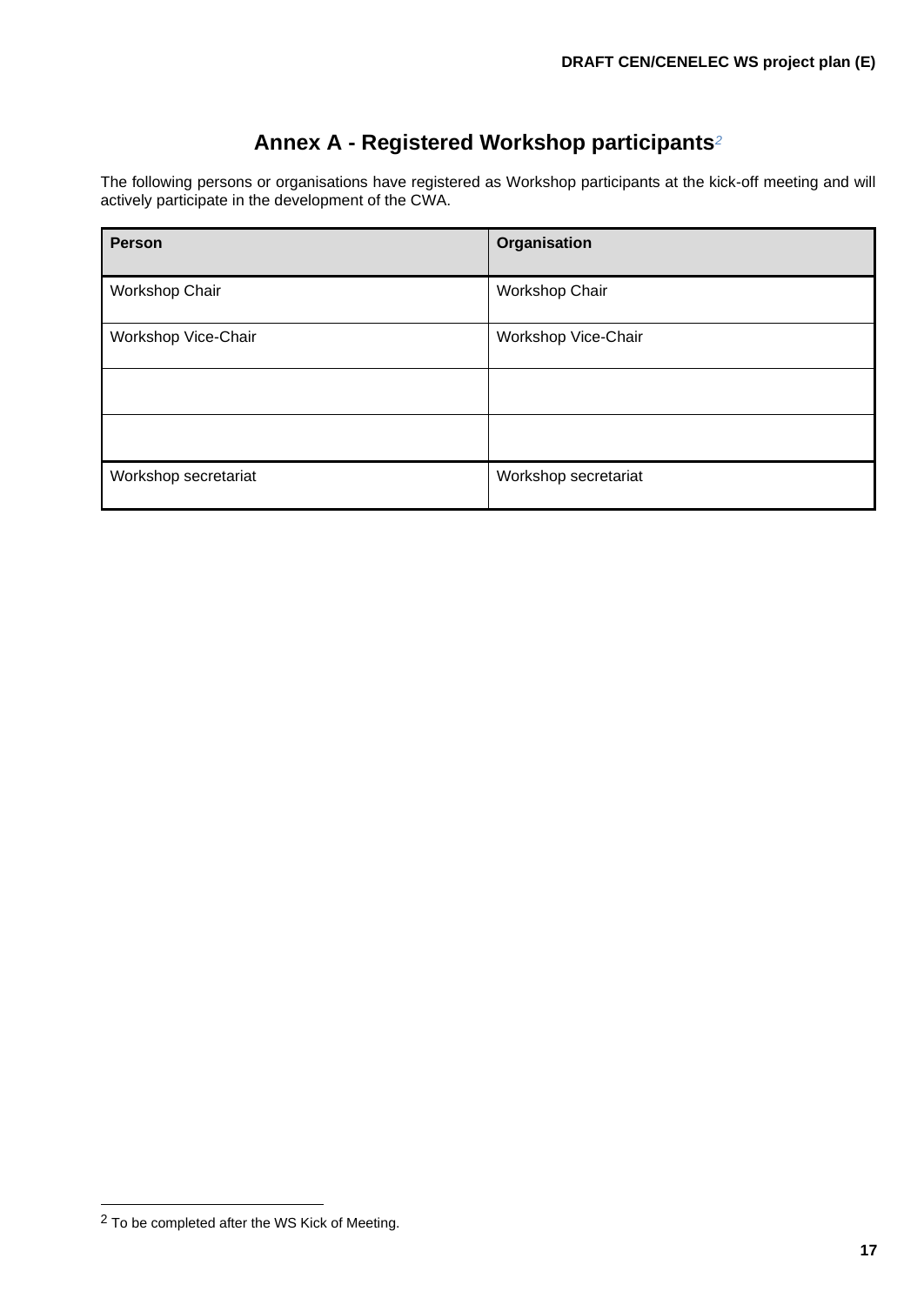# Annex A - Registered Workshop participants[2]

The following persons or organisations have registered as Workshop participants at the kick-off meeting and will actively participate in the development of the CWA.

| Person | Organisation |
|---|---|
| Workshop Chair | Workshop Chair |
| Workshop Vice-Chair | Workshop Vice-Chair |
| | |
| | |
| Workshop secretariat | Workshop secretariat |

[2] To be completed after the WS Kick of Meeting.